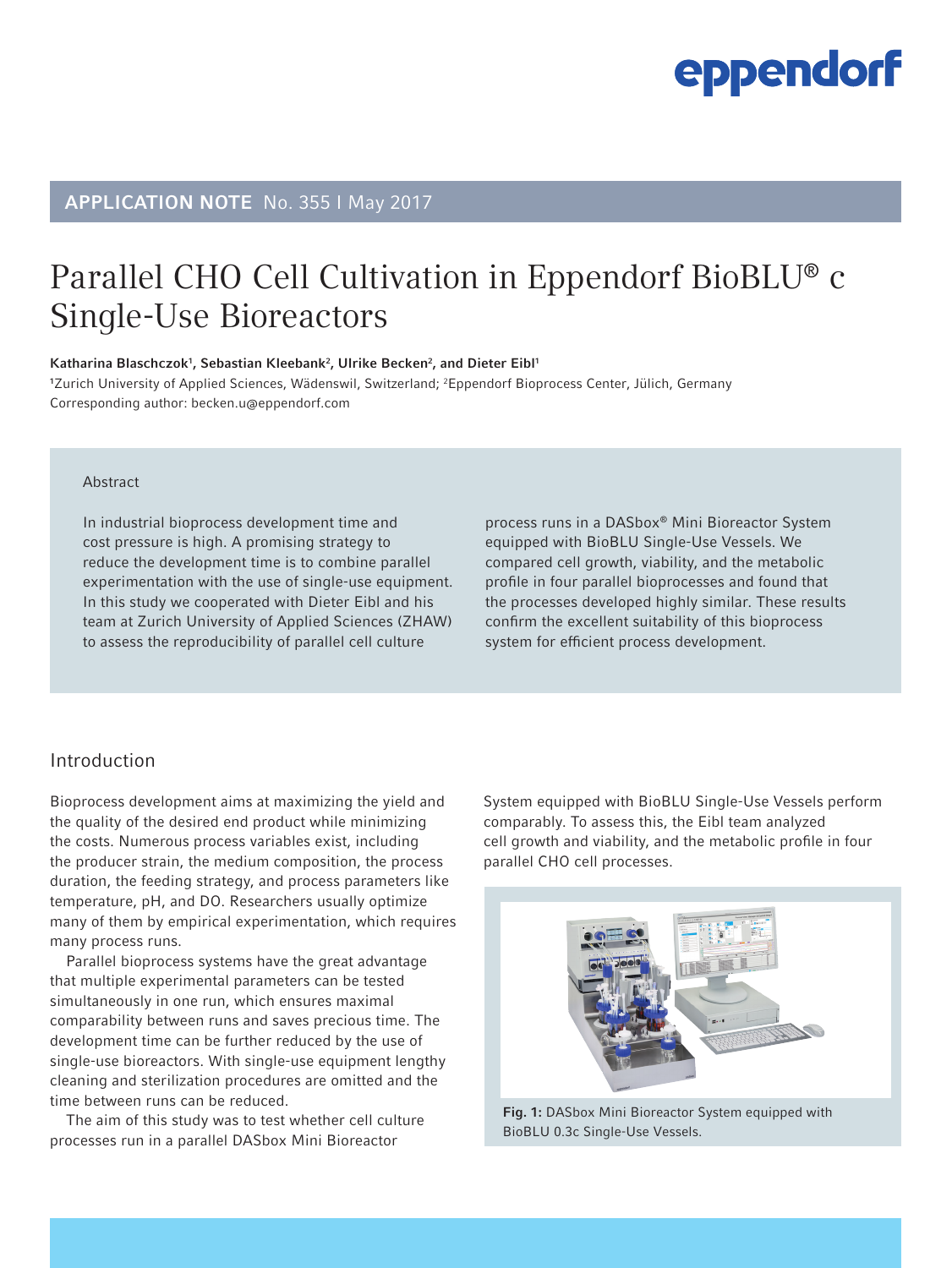eppendorf

**APPLICATION NOTE** No. 355 I May 2017

# Parallel CHO Cell Cultivation in Eppendorf BioBLU® c Single-Use Bioreactors

**Katharina Blaschczok[1], Sebastian Kleebank[2], Ulrike Becken[2], and Dieter Eibl[1]**

[1]Zurich University of Applied Sciences, Wädenswil, Switzerland; [2]Eppendorf Bioprocess Center, Jülich, Germany
Corresponding author: becken.u@eppendorf.com

## Abstract

In industrial bioprocess development time and cost pressure is high. A promising strategy to reduce the development time is to combine parallel experimentation with the use of single-use equipment. In this study we cooperated with Dieter Eibl and his team at Zurich University of Applied Sciences (ZHAW) to assess the reproducibility of parallel cell culture process runs in a DASbox® Mini Bioreactor System equipped with BioBLU Single-Use Vessels. We compared cell growth, viability, and the metabolic profile in four parallel bioprocesses and found that the processes developed highly similar. These results confirm the excellent suitability of this bioprocess system for efficient process development.

## Introduction

Bioprocess development aims at maximizing the yield and the quality of the desired end product while minimizing the costs. Numerous process variables exist, including the producer strain, the medium composition, the process duration, the feeding strategy, and process parameters like temperature, pH, and DO. Researchers usually optimize many of them by empirical experimentation, which requires many process runs.

Parallel bioprocess systems have the great advantage that multiple experimental parameters can be tested simultaneously in one run, which ensures maximal comparability between runs and saves precious time. The development time can be further reduced by the use of single-use bioreactors. With single-use equipment lengthy cleaning and sterilization procedures are omitted and the time between runs can be reduced.

The aim of this study was to test whether cell culture processes run in a parallel DASbox Mini Bioreactor System equipped with BioBLU Single-Use Vessels perform comparably. To assess this, the Eibl team analyzed cell growth and viability, and the metabolic profile in four parallel CHO cell processes.

**Fig. 1:** DASbox Mini Bioreactor System equipped with BioBLU 0.3c Single-Use Vessels.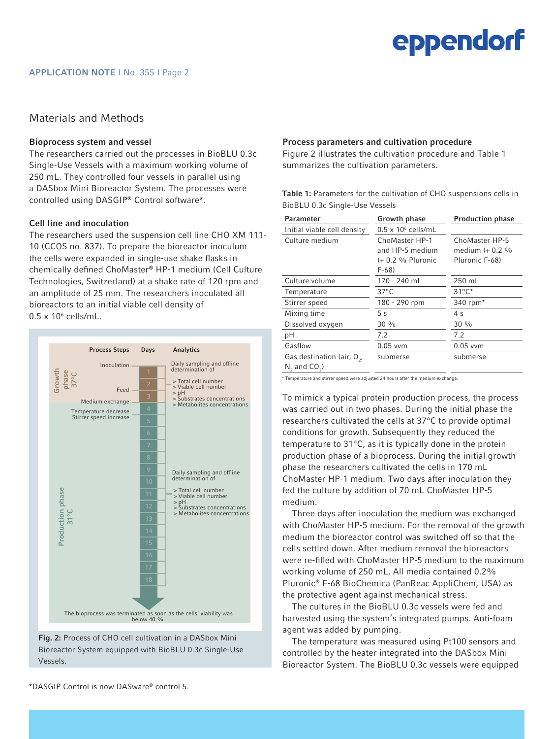## Materials and Methods

### Bioprocess system and vessel

The researchers carried out the processes in BioBLU 0.3c Single-Use Vessels with a maximum working volume of 250 mL. They controlled four vessels in parallel using a DASbox Mini Bioreactor System. The processes were controlled using DASGIP® Control software*.

### Cell line and inoculation

The researchers used the suspension cell line CHO XM 111-10 (CCOS no. 837). To prepare the bioreactor inoculum the cells were expanded in single-use shake flasks in chemically defined ChoMaster® HP-1 medium (Cell Culture Technologies, Switzerland) at a shake rate of 120 rpm and an amplitude of 25 mm. The researchers inoculated all bioreactors to an initial viable cell density of $0.5 \times 10^6$ cells/mL.

| Process Steps | Days | Analytics |
|---|---|---|
| **Growth phase 37°C** | | |
| Inoculation | 1 | Daily sampling and offline determination of > Total cell number > Viable cell number > pH > Substrates concentrations > Metabolites concentrations |
| Feed | 2 | |
| Medium exchange | 3 | |
| **Production phase 31°C** | | |
| Temperature decrease Stirrer speed increase | 4 | Daily sampling and offline determination of > Total cell number > Viable cell number > pH > Substrates concentrations > Metabolites concentrations |
| | 5–18 | |

The bioprocess was terminated as soon as the cells' viability was below 40 %.

**Fig. 2:** Process of CHO cell cultivation in a DASbox Mini Bioreactor System equipped with BioBLU 0.3c Single-Use Vessels.

*DASGIP Control is now DASware® control 5.

### Process parameters and cultivation procedure

Figure 2 illustrates the cultivation procedure and Table 1 summarizes the cultivation parameters.

**Table 1:** Parameters for the cultivation of CHO suspensions cells in BioBLU 0.3c Single-Use Vessels

| Parameter | Growth phase | Production phase |
|---|---|---|
| Initial viable cell density | $0.5 \times 10^6$ cells/mL | |
| Culture medium | ChoMaster HP-1 and HP-5 medium (+ 0.2 % Pluronic F-68) | ChoMaster HP-5 medium (+ 0.2 % Pluronic F-68) |
| Culture volume | 170 - 240 mL | 250 mL |
| Temperature | 37°C | 31°C* |
| Stirrer speed | 180 - 290 rpm | 340 rpm* |
| Mixing time | 5 s | 4 s |
| Dissolved oxygen | 30 % | 30 % |
| pH | 7.2 | 7.2 |
| Gasflow | 0.05 vvm | 0.05 vvm |
| Gas destination (air, $O_2$, $N_2$ and $CO_2$) | submerse | submerse |

* Temperature and stirrer speed were adjusted 24 hours after the medium exchange.

To mimick a typical protein production process, the process was carried out in two phases. During the initial phase the researchers cultivated the cells at 37°C to provide optimal conditions for growth. Subsequently they reduced the temperature to 31°C, as it is typically done in the protein production phase of a bioprocess. During the initial growth phase the researchers cultivated the cells in 170 mL ChoMaster HP-1 medium. Two days after inoculation they fed the culture by addition of 70 mL ChoMaster HP-5 medium.

Three days after inoculation the medium was exchanged with ChoMaster HP-5 medium. For the removal of the growth medium the bioreactor control was switched off so that the cells settled down. After medium removal the bioreactors were re-filled with ChoMaster HP-5 medium to the maximum working volume of 250 mL. All media contained 0.2% Pluronic® F-68 BioChemica (PanReac AppliChem, USA) as the protective agent against mechanical stress.

The cultures in the BioBLU 0.3c vessels were fed and harvested using the system's integrated pumps. Anti-foam agent was added by pumping.

The temperature was measured using Pt100 sensors and controlled by the heater integrated into the DASbox Mini Bioreactor System. The BioBLU 0.3c vessels were equipped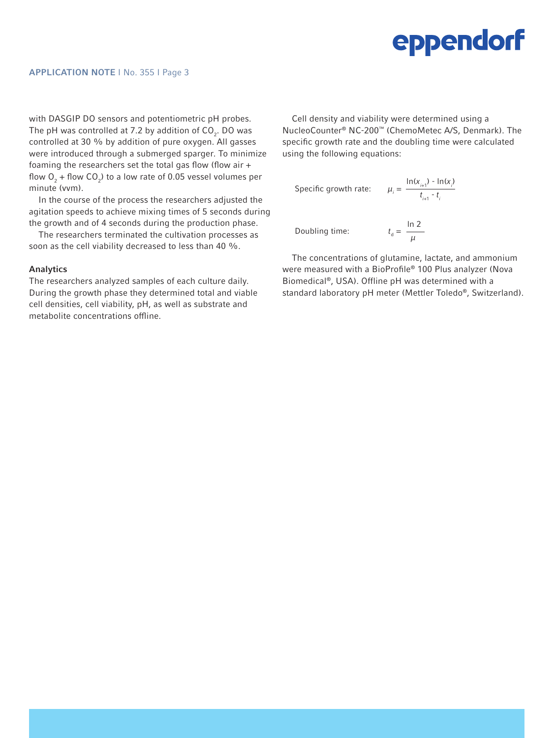with DASGIP DO sensors and potentiometric pH probes. The pH was controlled at 7.2 by addition of $CO_2$. DO was controlled at 30 % by addition of pure oxygen. All gasses were introduced through a submerged sparger. To minimize foaming the researchers set the total gas flow (flow air + flow $O_2$ + flow $CO_2$) to a low rate of 0.05 vessel volumes per minute (vvm).

In the course of the process the researchers adjusted the agitation speeds to achieve mixing times of 5 seconds during the growth and of 4 seconds during the production phase.

The researchers terminated the cultivation processes as soon as the cell viability decreased to less than 40 %.

#### Analytics

The researchers analyzed samples of each culture daily. During the growth phase they determined total and viable cell densities, cell viability, pH, as well as substrate and metabolite concentrations offline.

Cell density and viability were determined using a NucleoCounter® NC-200™ (ChemoMetec A/S, Denmark). The specific growth rate and the doubling time were calculated using the following equations:

Specific growth rate:

$$\mu_i = \frac{\ln(x_{i+1}) - \ln(x_i)}{t_{i+1} - t_i}$$

Doubling time:

$$t_d = \frac{\ln 2}{\mu}$$

The concentrations of glutamine, lactate, and ammonium were measured with a BioProfile® 100 Plus analyzer (Nova Biomedical®, USA). Offline pH was determined with a standard laboratory pH meter (Mettler Toledo®, Switzerland).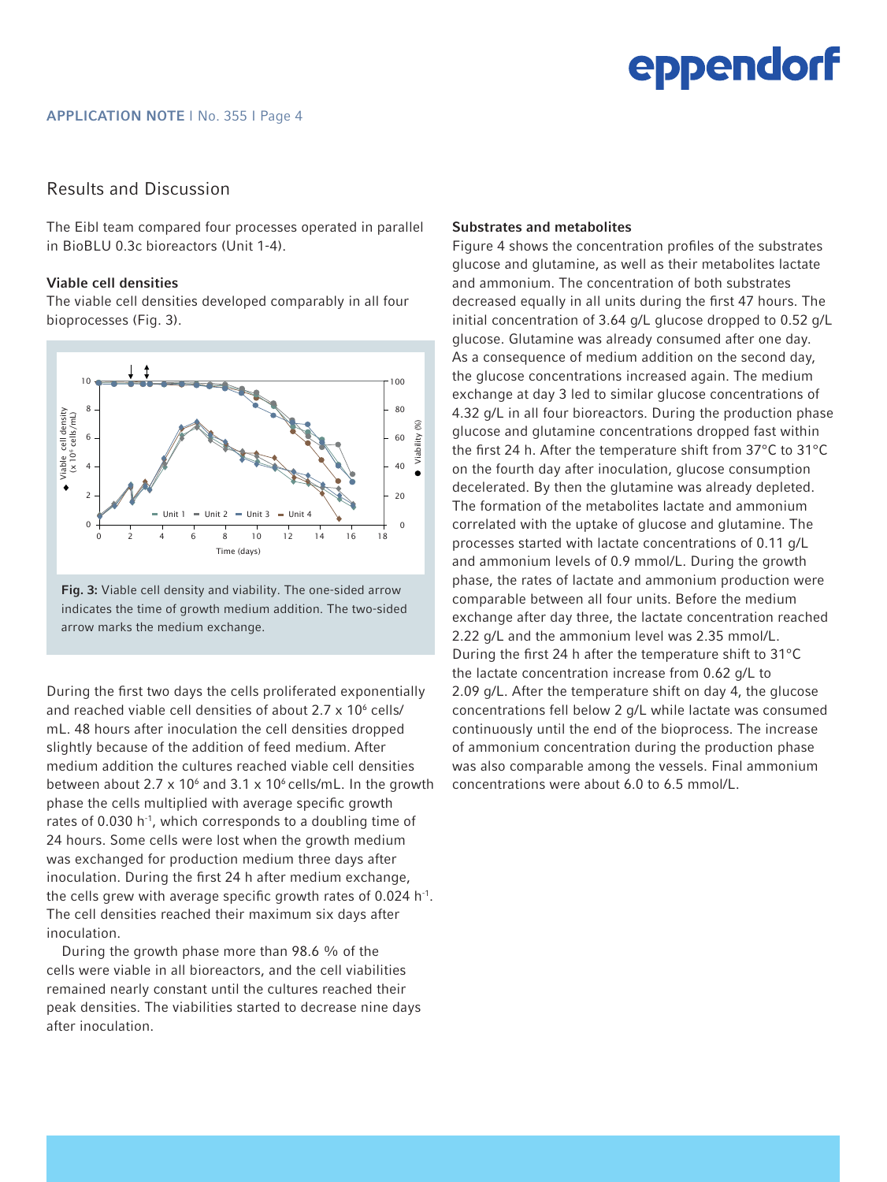## Results and Discussion

The Eibl team compared four processes operated in parallel in BioBLU 0.3c bioreactors (Unit 1-4).

### Viable cell densities

The viable cell densities developed comparably in all four bioprocesses (Fig. 3).

**Fig. 3:** Viable cell density and viability. The one-sided arrow indicates the time of growth medium addition. The two-sided arrow marks the medium exchange.

During the first two days the cells proliferated exponentially and reached viable cell densities of about 2.7 x $10^6$ cells/mL. 48 hours after inoculation the cell densities dropped slightly because of the addition of feed medium. After medium addition the cultures reached viable cell densities between about 2.7 x $10^6$ and 3.1 x $10^6$ cells/mL. In the growth phase the cells multiplied with average specific growth rates of 0.030 $h^{-1}$, which corresponds to a doubling time of 24 hours. Some cells were lost when the growth medium was exchanged for production medium three days after inoculation. During the first 24 h after medium exchange, the cells grew with average specific growth rates of 0.024 $h^{-1}$. The cell densities reached their maximum six days after inoculation.

During the growth phase more than 98.6 % of the cells were viable in all bioreactors, and the cell viabilities remained nearly constant until the cultures reached their peak densities. The viabilities started to decrease nine days after inoculation.

### Substrates and metabolites

Figure 4 shows the concentration profiles of the substrates glucose and glutamine, as well as their metabolites lactate and ammonium. The concentration of both substrates decreased equally in all units during the first 47 hours. The initial concentration of 3.64 g/L glucose dropped to 0.52 g/L glucose. Glutamine was already consumed after one day. As a consequence of medium addition on the second day, the glucose concentrations increased again. The medium exchange at day 3 led to similar glucose concentrations of 4.32 g/L in all four bioreactors. During the production phase glucose and glutamine concentrations dropped fast within the first 24 h. After the temperature shift from 37°C to 31°C on the fourth day after inoculation, glucose consumption decelerated. By then the glutamine was already depleted. The formation of the metabolites lactate and ammonium correlated with the uptake of glucose and glutamine. The processes started with lactate concentrations of 0.11 g/L and ammonium levels of 0.9 mmol/L. During the growth phase, the rates of lactate and ammonium production were comparable between all four units. Before the medium exchange after day three, the lactate concentration reached 2.22 g/L and the ammonium level was 2.35 mmol/L. During the first 24 h after the temperature shift to 31°C the lactate concentration increase from 0.62 g/L to 2.09 g/L. After the temperature shift on day 4, the glucose concentrations fell below 2 g/L while lactate was consumed continuously until the end of the bioprocess. The increase of ammonium concentration during the production phase was also comparable among the vessels. Final ammonium concentrations were about 6.0 to 6.5 mmol/L.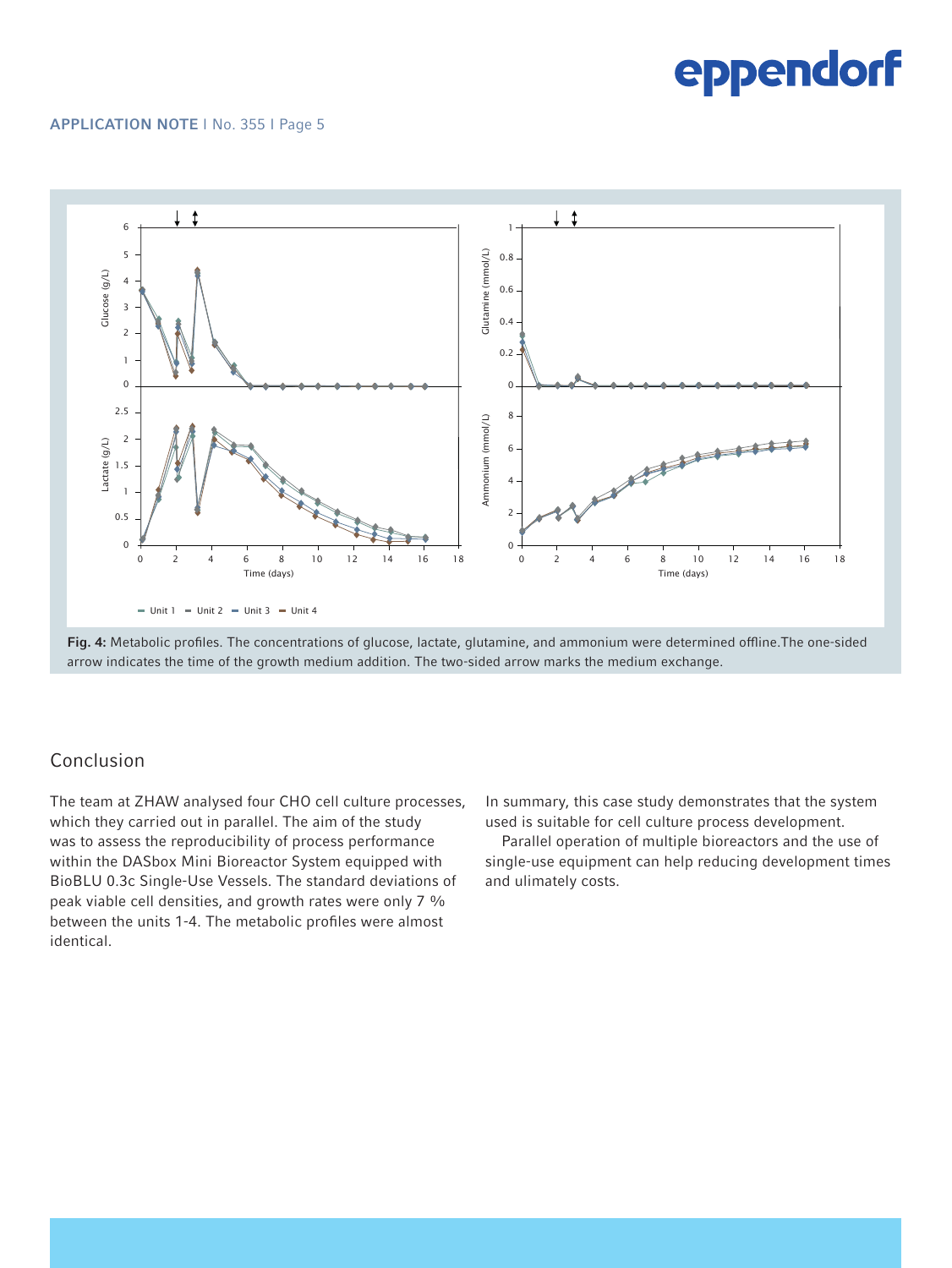**Fig. 4:** Metabolic profiles. The concentrations of glucose, lactate, glutamine, and ammonium were determined offline.The one-sided arrow indicates the time of the growth medium addition. The two-sided arrow marks the medium exchange.

## Conclusion

The team at ZHAW analysed four CHO cell culture processes, which they carried out in parallel. The aim of the study was to assess the reproducibility of process performance within the DASbox Mini Bioreactor System equipped with BioBLU 0.3c Single-Use Vessels. The standard deviations of peak viable cell densities, and growth rates were only 7 % between the units 1-4. The metabolic profiles were almost identical.

In summary, this case study demonstrates that the system used is suitable for cell culture process development.

Parallel operation of multiple bioreactors and the use of single-use equipment can help reducing development times and ulimately costs.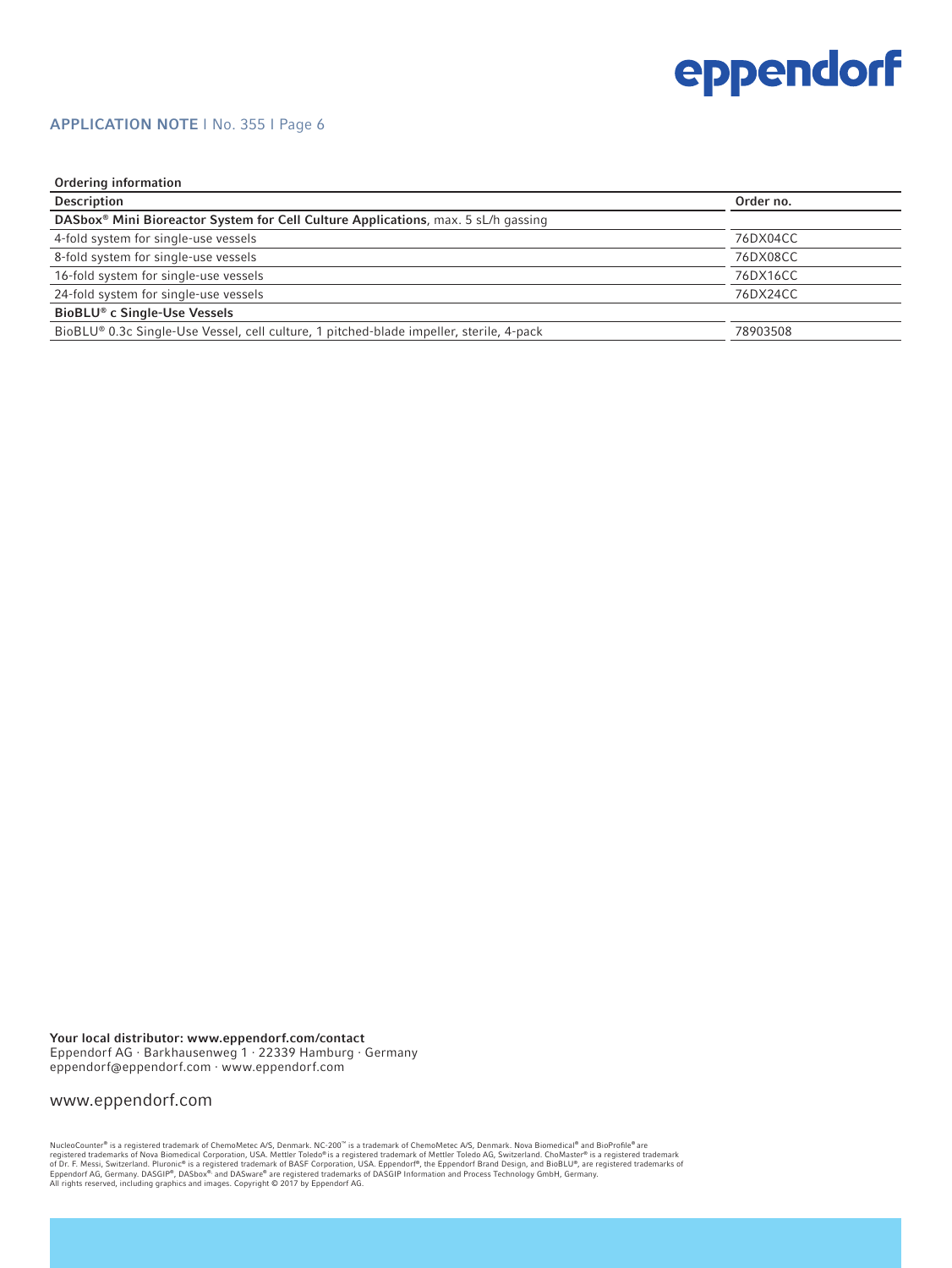## Ordering information

| Description | Order no. |
|---|---|
| **DASbox® Mini Bioreactor System for Cell Culture Applications**, max. 5 sL/h gassing | |
| 4-fold system for single-use vessels | 76DX04CC |
| 8-fold system for single-use vessels | 76DX08CC |
| 16-fold system for single-use vessels | 76DX16CC |
| 24-fold system for single-use vessels | 76DX24CC |
| **BioBLU® c Single-Use Vessels** | |
| BioBLU® 0.3c Single-Use Vessel, cell culture, 1 pitched-blade impeller, sterile, 4-pack | 78903508 |

**Your local distributor: www.eppendorf.com/contact**
Eppendorf AG · Barkhausenweg 1 · 22339 Hamburg · Germany
eppendorf@eppendorf.com · www.eppendorf.com

www.eppendorf.com

NucleoCounter® is a registered trademark of ChemoMetec A/S, Denmark. NC-200™ is a trademark of ChemoMetec A/S, Denmark. Nova Biomedical® and BioProfile® are registered trademarks of Nova Biomedical Corporation, USA. Mettler Toledo® is a registered trademark of Mettler Toledo AG, Switzerland. ChoMaster® is a registered trademark of Dr. F. Messi, Switzerland. Pluronic® is a registered trademark of BASF Corporation, USA. Eppendorf®, the Eppendorf Brand Design, and BioBLU®, are registered trademarks of Eppendorf AG, Germany. DASGIP®, DASbox®, and DASware® are registered trademarks of DASGIP Information and Process Technology GmbH, Germany.
All rights reserved, including graphics and images. Copyright © 2017 by Eppendorf AG.